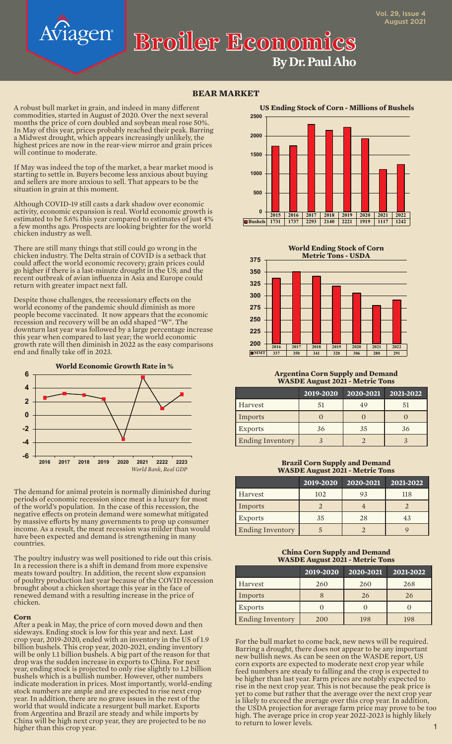# Broiler Economics

**By Dr. Paul Aho**

## BEAR MARKET

A robust bull market in grain, and indeed in many different commodities, started in August of 2020. Over the next several months the price of corn doubled and soybean meal rose 50%. In May of this year, prices probably reached their peak. Barring a Midwest drought, which appears increasingly unlikely, the highest prices are now in the rear-view mirror and grain prices will continue to moderate.

If May was indeed the top of the market, a bear market mood is starting to settle in. Buyers become less anxious about buying and sellers are more anxious to sell. That appears to be the situation in grain at this moment.

Although COVID-19 still casts a dark shadow over economic activity, economic expansion is real. World economic growth is estimated to be 5.6% this year compared to estimates of just 4% a few months ago. Prospects are looking brighter for the world chicken industry as well.

There are still many things that still could go wrong in the chicken industry. The Delta strain of COVID is a setback that could affect the world economic recovery; grain prices could go higher if there is a last-minute drought in the US; and the recent outbreak of avian influenza in Asia and Europe could return with greater impact next fall.

Despite those challenges, the recessionary effects on the world economy of the pandemic should diminish as more people become vaccinated. It now appears that the economic recession and recovery will be an odd shaped "W". The downturn last year was followed by a large percentage increase this year when compared to last year; the world economic growth rate will then diminish in 2022 as the easy comparisons end and finally take off in 2023.

**World Economic Growth Rate in %**

*World Bank, Real GDP*

The demand for animal protein is normally diminished during periods of economic recession since meat is a luxury for most of the world's population. In the case of this recession, the negative effects on protein demand were somewhat mitigated by massive efforts by many governments to prop up consumer income. As a result, the meat recession was milder than would have been expected and demand is strengthening in many countries.

The poultry industry was well positioned to ride out this crisis. In a recession there is a shift in demand from more expensive meats toward poultry. In addition, the recent slow expansion of poultry production last year because of the COVID recession brought about a chicken shortage this year in the face of renewed demand with a resulting increase in the price of chicken.

### Corn

After a peak in May, the price of corn moved down and then sideways. Ending stock is low for this year and next. Last crop year, 2019-2020, ended with an inventory in the US of 1.9 billion bushels. This crop year, 2020-2021, ending inventory will be only 1.1 billion bushels. A big part of the reason for that drop was the sudden increase in exports to China. For next year, ending stock is projected to only rise slightly to 1.2 billion bushels which is a bullish number. However, other numbers indicate moderation in prices. Most importantly, world-ending stock numbers are ample and are expected to rise next crop year. In addition, there are no grave issues in the rest of the world that would indicate a resurgent bull market. Exports from Argentina and Brazil are steady and while imports by China will be high next crop year, they are projected to be no higher than this crop year.

**US Ending Stock of Corn - Millions of Bushels**

| | 2015 | 2016 | 2017 | 2018 | 2019 | 2020 | 2021 | 2022 |
|---|---|---|---|---|---|---|---|---|
| Bushels | 1731 | 1737 | 2293 | 2140 | 2221 | 1919 | 1117 | 1242 |

**World Ending Stock of Corn Metric Tons - USDA**

| | 2016 | 2017 | 2018 | 2019 | 2020 | 2021 | 2022 |
|---|---|---|---|---|---|---|---|
| MMT | 337 | 350 | 341 | 320 | 306 | 280 | 291 |

**Argentina Corn Supply and Demand WASDE August 2021 - Metric Tons**

| | 2019-2020 | 2020-2021 | 2021-2022 |
|---|---|---|---|
| Harvest | 51 | 49 | 51 |
| Imports | 0 | 0 | 0 |
| Exports | 36 | 35 | 36 |
| Ending Inventory | 3 | 2 | 3 |

**Brazil Corn Supply and Demand WASDE August 2021 - Metric Tons**

| | 2019-2020 | 2020-2021 | 2021-2022 |
|---|---|---|---|
| Harvest | 102 | 93 | 118 |
| Imports | 2 | 4 | 2 |
| Exports | 35 | 28 | 43 |
| Ending Inventory | 5 | 2 | 9 |

**China Corn Supply and Demand WASDE August 2021 - Metric Tons**

| | 2019-2020 | 2020-2021 | 2021-2022 |
|---|---|---|---|
| Harvest | 260 | 260 | 268 |
| Imports | 8 | 26 | 26 |
| Exports | 0 | 0 | 0 |
| Ending Inventory | 200 | 198 | 198 |

For the bull market to come back, new news will be required. Barring a drought, there does not appear to be any important new bullish news. As can be seen on the WASDE report, US corn exports are expected to moderate next crop year while feed numbers are steady to falling and the crop is expected to be higher than last year. Farm prices are notably expected to rise in the next crop year. This is not because the peak price is yet to come but rather that the average over the next crop year is likely to exceed the average over this crop year. In addition, the USDA projection for average farm price may prove to be too high. The average price in crop year 2022-2023 is highly likely to return to lower levels.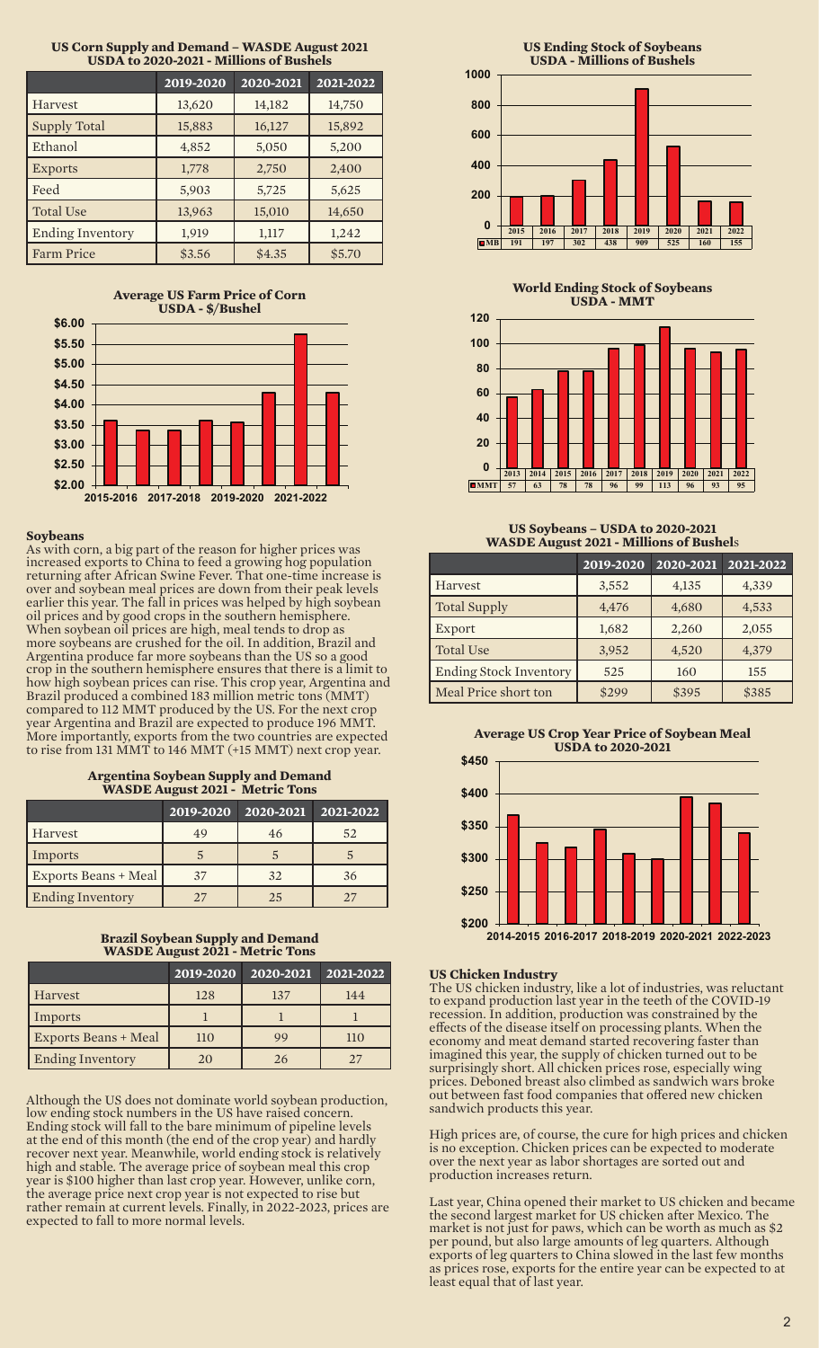**US Corn Supply and Demand – WASDE August 2021 USDA to 2020-2021 - Millions of Bushels**

| | 2019-2020 | 2020-2021 | 2021-2022 |
|---|---|---|---|
| Harvest | 13,620 | 14,182 | 14,750 |
| Supply Total | 15,883 | 16,127 | 15,892 |
| Ethanol | 4,852 | 5,050 | 5,200 |
| Exports | 1,778 | 2,750 | 2,400 |
| Feed | 5,903 | 5,725 | 5,625 |
| Total Use | 13,963 | 15,010 | 14,650 |
| Ending Inventory | 1,919 | 1,117 | 1,242 |
| Farm Price | $3.56 | $4.35 | $5.70 |

**Average US Farm Price of Corn USDA - $/Bushel**

### Soybeans

As with corn, a big part of the reason for higher prices was increased exports to China to feed a growing hog population returning after African Swine Fever. That one-time increase is over and soybean meal prices are down from their peak levels earlier this year. The fall in prices was helped by high soybean oil prices and by good crops in the southern hemisphere. When soybean oil prices are high, meal tends to drop as more soybeans are crushed for the oil. In addition, Brazil and Argentina produce far more soybeans than the US so a good crop in the southern hemisphere ensures that there is a limit to how high soybean prices can rise. This crop year, Argentina and Brazil produced a combined 183 million metric tons (MMT) compared to 112 MMT produced by the US. For the next crop year Argentina and Brazil are expected to produce 196 MMT. More importantly, exports from the two countries are expected to rise from 131 MMT to 146 MMT (+15 MMT) next crop year.

**Argentina Soybean Supply and Demand WASDE August 2021 - Metric Tons**

| | 2019-2020 | 2020-2021 | 2021-2022 |
|---|---|---|---|
| Harvest | 49 | 46 | 52 |
| Imports | 5 | 5 | 5 |
| Exports Beans + Meal | 37 | 32 | 36 |
| Ending Inventory | 27 | 25 | 27 |

**Brazil Soybean Supply and Demand WASDE August 2021 - Metric Tons**

| | 2019-2020 | 2020-2021 | 2021-2022 |
|---|---|---|---|
| Harvest | 128 | 137 | 144 |
| Imports | 1 | 1 | 1 |
| Exports Beans + Meal | 110 | 99 | 110 |
| Ending Inventory | 20 | 26 | 27 |

Although the US does not dominate world soybean production, low ending stock numbers in the US have raised concern. Ending stock will fall to the bare minimum of pipeline levels at the end of this month (the end of the crop year) and hardly recover next year. Meanwhile, world ending stock is relatively high and stable. The average price of soybean meal this crop year is $100 higher than last crop year. However, unlike corn, the average price next crop year is not expected to rise but rather remain at current levels. Finally, in 2022-2023, prices are expected to fall to more normal levels.

**US Ending Stock of Soybeans USDA - Millions of Bushels**

| | 2015 | 2016 | 2017 | 2018 | 2019 | 2020 | 2021 | 2022 |
|---|---|---|---|---|---|---|---|---|
| MB | 191 | 197 | 302 | 438 | 909 | 525 | 160 | 155 |

**World Ending Stock of Soybeans USDA - MMT**

| | 2013 | 2014 | 2015 | 2016 | 2017 | 2018 | 2019 | 2020 | 2021 | 2022 |
|---|---|---|---|---|---|---|---|---|---|---|
| MMT | 57 | 63 | 78 | 78 | 96 | 99 | 113 | 96 | 93 | 95 |

**US Soybeans – USDA to 2020-2021 WASDE August 2021 - Millions of Bushels**

| | 2019-2020 | 2020-2021 | 2021-2022 |
|---|---|---|---|
| Harvest | 3,552 | 4,135 | 4,339 |
| Total Supply | 4,476 | 4,680 | 4,533 |
| Export | 1,682 | 2,260 | 2,055 |
| Total Use | 3,952 | 4,520 | 4,379 |
| Ending Stock Inventory | 525 | 160 | 155 |
| Meal Price short ton | $299 | $395 | $385 |

**Average US Crop Year Price of Soybean Meal USDA to 2020-2021**

### US Chicken Industry

The US chicken industry, like a lot of industries, was reluctant to expand production last year in the teeth of the COVID-19 recession. In addition, production was constrained by the effects of the disease itself on processing plants. When the economy and meat demand started recovering faster than imagined this year, the supply of chicken turned out to be surprisingly short. All chicken prices rose, especially wing prices. Deboned breast also climbed as sandwich wars broke out between fast food companies that offered new chicken sandwich products this year.

High prices are, of course, the cure for high prices and chicken is no exception. Chicken prices can be expected to moderate over the next year as labor shortages are sorted out and production increases return.

Last year, China opened their market to US chicken and became the second largest market for US chicken after Mexico. The market is not just for paws, which can be worth as much as $2 per pound, but also large amounts of leg quarters. Although exports of leg quarters to China slowed in the last few months as prices rose, exports for the entire year can be expected to at least equal that of last year.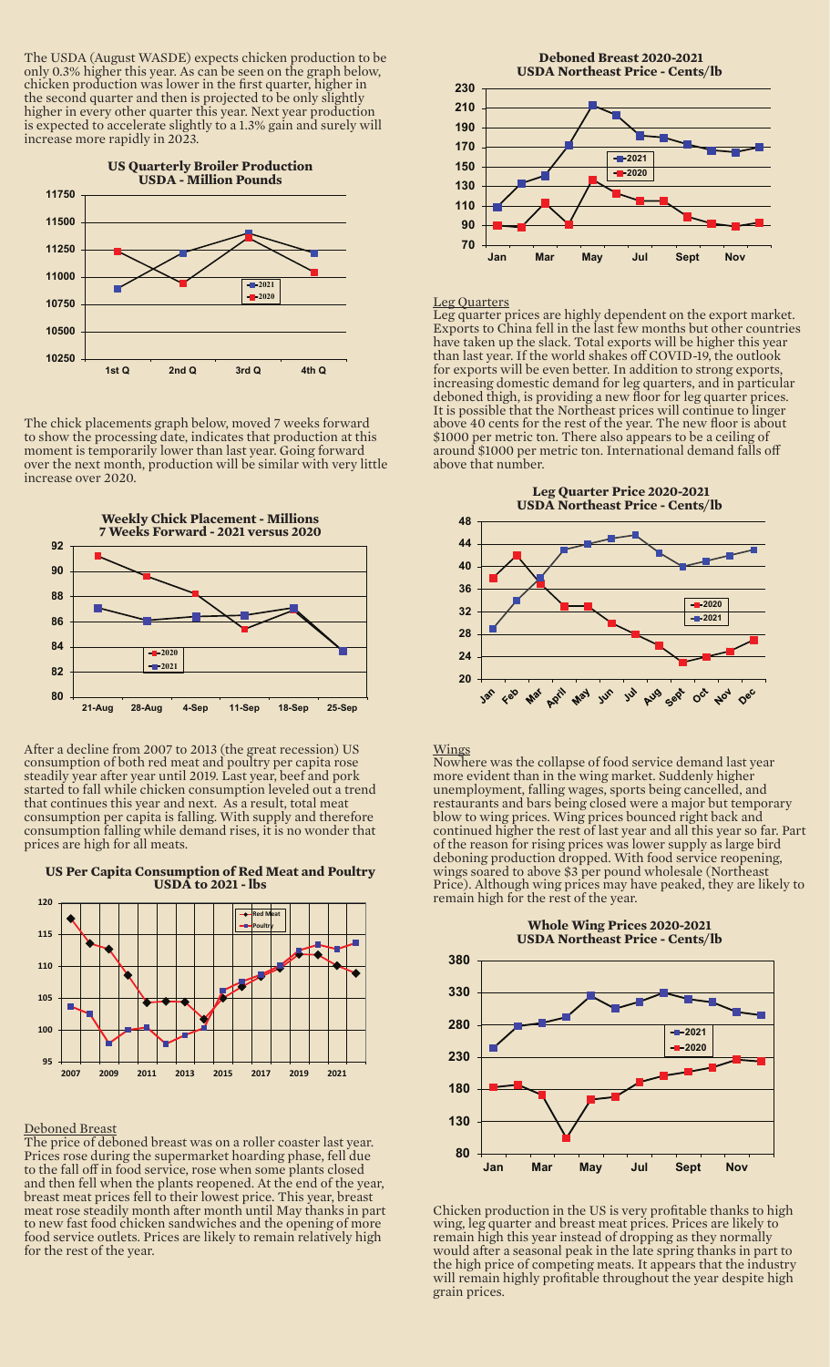The USDA (August WASDE) expects chicken production to be only 0.3% higher this year. As can be seen on the graph below, chicken production was lower in the first quarter, higher in the second quarter and then is projected to be only slightly higher in every other quarter this year. Next year production is expected to accelerate slightly to a 1.3% gain and surely will increase more rapidly in 2023.

**US Quarterly Broiler Production USDA - Million Pounds**

The chick placements graph below, moved 7 weeks forward to show the processing date, indicates that production at this moment is temporarily lower than last year. Going forward over the next month, production will be similar with very little increase over 2020.

**Weekly Chick Placement - Millions 7 Weeks Forward - 2021 versus 2020**

After a decline from 2007 to 2013 (the great recession) US consumption of both red meat and poultry per capita rose steadily year after year until 2019. Last year, beef and pork started to fall while chicken consumption leveled out a trend that continues this year and next. As a result, total meat consumption per capita is falling. With supply and therefore consumption falling while demand rises, it is no wonder that prices are high for all meats.

**US Per Capita Consumption of Red Meat and Poultry USDA to 2021 - lbs**

## Deboned Breast

The price of deboned breast was on a roller coaster last year. Prices rose during the supermarket hoarding phase, fell due to the fall off in food service, rose when some plants closed and then fell when the plants reopened. At the end of the year, breast meat prices fell to their lowest price. This year, breast meat rose steadily month after month until May thanks in part to new fast food chicken sandwiches and the opening of more food service outlets. Prices are likely to remain relatively high for the rest of the year.

**Deboned Breast 2020-2021 USDA Northeast Price - Cents/lb**

## Leg Quarters

Leg quarter prices are highly dependent on the export market. Exports to China fell in the last few months but other countries have taken up the slack. Total exports will be higher this year than last year. If the world shakes off COVID-19, the outlook for exports will be even better. In addition to strong exports, increasing domestic demand for leg quarters, and in particular deboned thigh, is providing a new floor for leg quarter prices. It is possible that the Northeast prices will continue to linger above 40 cents for the rest of the year. The new floor is about $1000 per metric ton. There also appears to be a ceiling of around $1000 per metric ton. International demand falls off above that number.

**Leg Quarter Price 2020-2021 USDA Northeast Price - Cents/lb**

## Wings

Nowhere was the collapse of food service demand last year more evident than in the wing market. Suddenly higher unemployment, falling wages, sports being cancelled, and restaurants and bars being closed were a major but temporary blow to wing prices. Wing prices bounced right back and continued higher the rest of last year and all this year so far. Part of the reason for rising prices was lower supply as large bird deboning production dropped. With food service reopening, wings soared to above $3 per pound wholesale (Northeast Price). Although wing prices may have peaked, they are likely to remain high for the rest of the year.

**Whole Wing Prices 2020-2021 USDA Northeast Price - Cents/lb**

Chicken production in the US is very profitable thanks to high wing, leg quarter and breast meat prices. Prices are likely to remain high this year instead of dropping as they normally would after a seasonal peak in the late spring thanks in part to the high price of competing meats. It appears that the industry will remain highly profitable throughout the year despite high grain prices.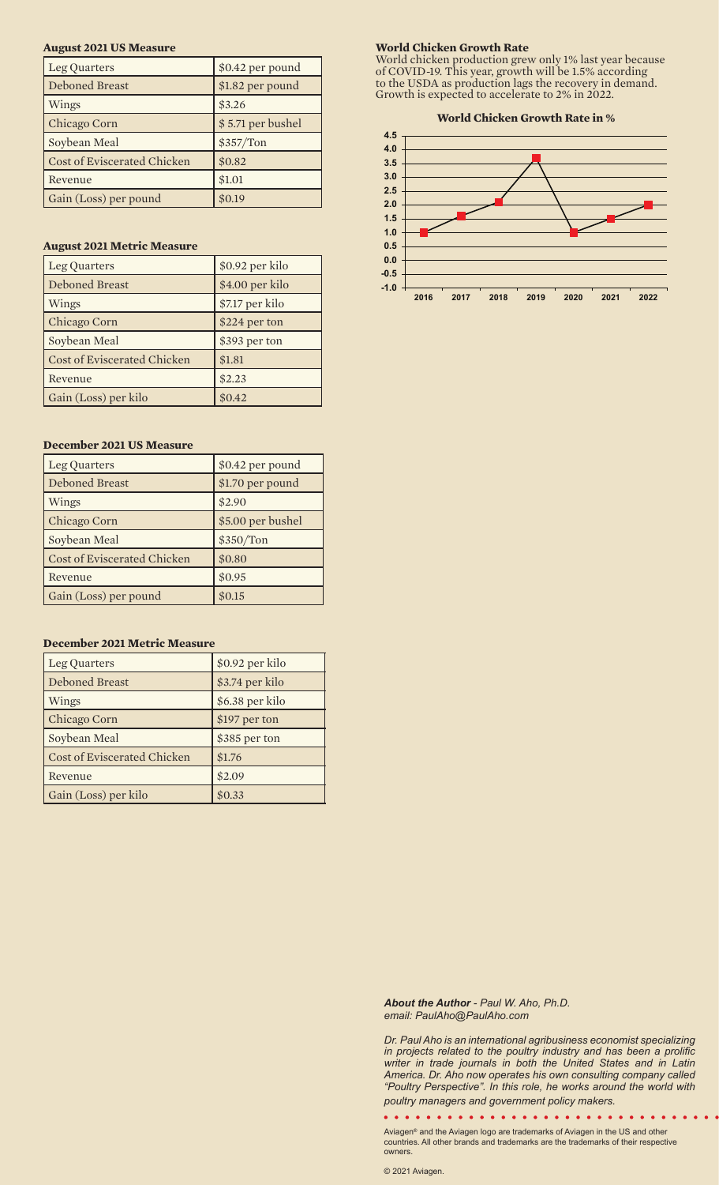### August 2021 US Measure

| | |
|---|---|
| Leg Quarters | $0.42 per pound |
| Deboned Breast | $1.82 per pound |
| Wings | $3.26 |
| Chicago Corn | $ 5.71 per bushel |
| Soybean Meal | $357/Ton |
| Cost of Eviscerated Chicken | $0.82 |
| Revenue | $1.01 |
| Gain (Loss) per pound | $0.19 |

### August 2021 Metric Measure

| | |
|---|---|
| Leg Quarters | $0.92 per kilo |
| Deboned Breast | $4.00 per kilo |
| Wings | $7.17 per kilo |
| Chicago Corn | $224 per ton |
| Soybean Meal | $393 per ton |
| Cost of Eviscerated Chicken | $1.81 |
| Revenue | $2.23 |
| Gain (Loss) per kilo | $0.42 |

### December 2021 US Measure

| | |
|---|---|
| Leg Quarters | $0.42 per pound |
| Deboned Breast | $1.70 per pound |
| Wings | $2.90 |
| Chicago Corn | $5.00 per bushel |
| Soybean Meal | $350/Ton |
| Cost of Eviscerated Chicken | $0.80 |
| Revenue | $0.95 |
| Gain (Loss) per pound | $0.15 |

### December 2021 Metric Measure

| | |
|---|---|
| Leg Quarters | $0.92 per kilo |
| Deboned Breast | $3.74 per kilo |
| Wings | $6.38 per kilo |
| Chicago Corn | $197 per ton |
| Soybean Meal | $385 per ton |
| Cost of Eviscerated Chicken | $1.76 |
| Revenue | $2.09 |
| Gain (Loss) per kilo | $0.33 |

### World Chicken Growth Rate

World chicken production grew only 1% last year because of COVID-19. This year, growth will be 1.5% according to the USDA as production lags the recovery in demand. Growth is expected to accelerate to 2% in 2022.

**World Chicken Growth Rate in %**

4.5
4.0
3.5
3.0
2.5
2.0
1.5
1.0
0.5
0.0
-0.5
-1.0

2016 2017 2018 2019 2020 2021 2022

***About the Author** - Paul W. Aho, Ph.D.*
*email: PaulAho@PaulAho.com*

*Dr. Paul Aho is an international agribusiness economist specializing in projects related to the poultry industry and has been a prolific writer in trade journals in both the United States and in Latin America. Dr. Aho now operates his own consulting company called "Poultry Perspective". In this role, he works around the world with poultry managers and government policy makers.*

Aviagen® and the Aviagen logo are trademarks of Aviagen in the US and other countries. All other brands and trademarks are the trademarks of their respective owners.

© 2021 Aviagen.